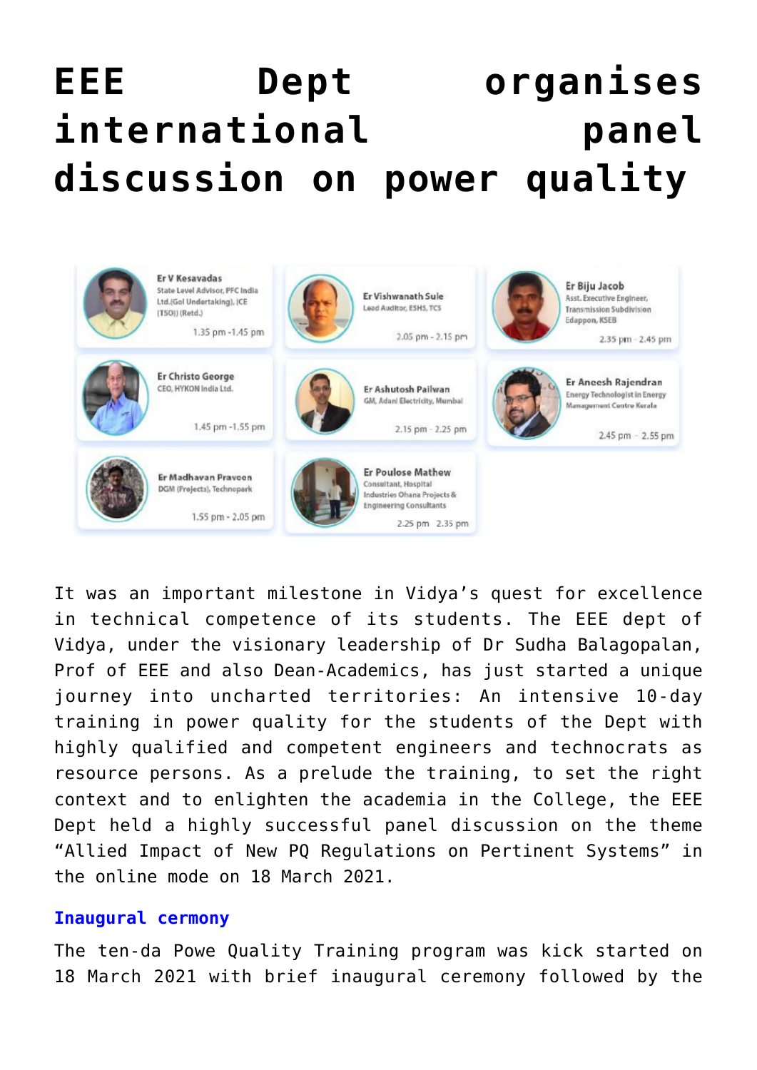# EEE Dept organises international panel discussion on power quality

It was an important milestone in Vidya's quest for excellence in technical competence of its students. The EEE dept of Vidya, under the visionary leadership of Dr Sudha Balagopalan, Prof of EEE and also Dean-Academics, has just started a unique journey into uncharted territories: An intensive 10-day training in power quality for the students of the Dept with highly qualified and competent engineers and technocrats as resource persons. As a prelude the training, to set the right context and to enlighten the academia in the College, the EEE Dept held a highly successful panel discussion on the theme "Allied Impact of New PQ Regulations on Pertinent Systems" in the online mode on 18 March 2021.

### Inaugural cermony

The ten-da Powe Quality Training program was kick started on 18 March 2021 with brief inaugural ceremony followed by the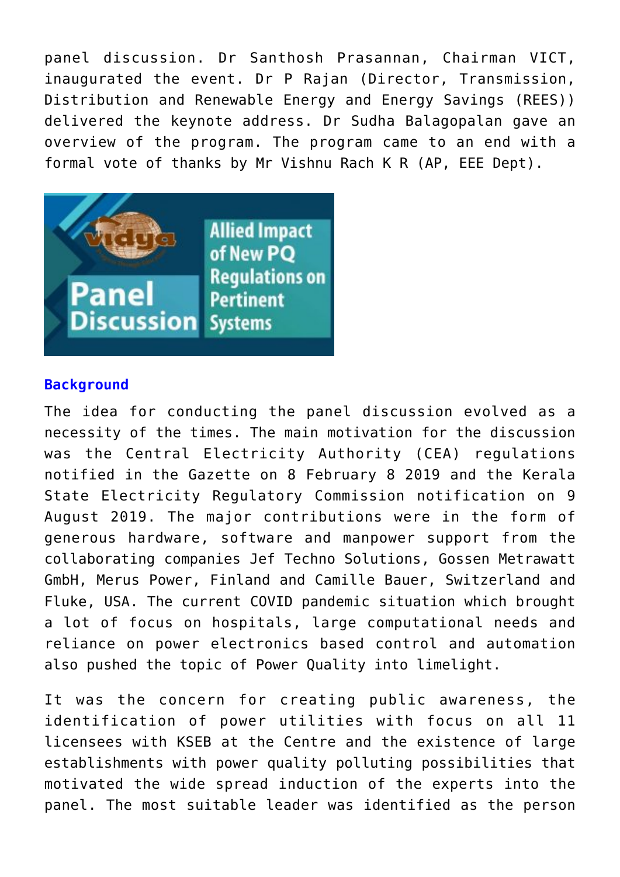panel discussion. Dr Santhosh Prasannan, Chairman VICT, inaugurated the event. Dr P Rajan (Director, Transmission, Distribution and Renewable Energy and Energy Savings (REES)) delivered the keynote address. Dr Sudha Balagopalan gave an overview of the program. The program came to an end with a formal vote of thanks by Mr Vishnu Rach K R (AP, EEE Dept).

**Background**

The idea for conducting the panel discussion evolved as a necessity of the times. The main motivation for the discussion was the Central Electricity Authority (CEA) regulations notified in the Gazette on 8 February 8 2019 and the Kerala State Electricity Regulatory Commission notification on 9 August 2019. The major contributions were in the form of generous hardware, software and manpower support from the collaborating companies Jef Techno Solutions, Gossen Metrawatt GmbH, Merus Power, Finland and Camille Bauer, Switzerland and Fluke, USA. The current COVID pandemic situation which brought a lot of focus on hospitals, large computational needs and reliance on power electronics based control and automation also pushed the topic of Power Quality into limelight.

It was the concern for creating public awareness, the identification of power utilities with focus on all 11 licensees with KSEB at the Centre and the existence of large establishments with power quality polluting possibilities that motivated the wide spread induction of the experts into the panel. The most suitable leader was identified as the person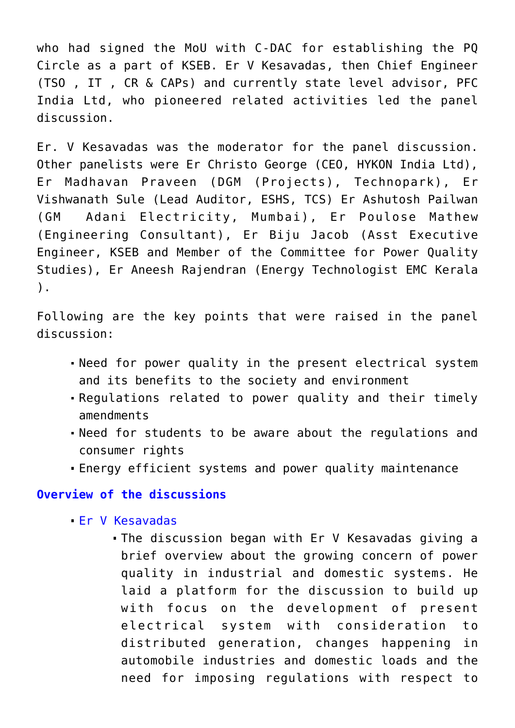who had signed the MoU with C-DAC for establishing the PQ Circle as a part of KSEB. Er V Kesavadas, then Chief Engineer (TSO , IT , CR & CAPs) and currently state level advisor, PFC India Ltd, who pioneered related activities led the panel discussion.

Er. V Kesavadas was the moderator for the panel discussion. Other panelists were Er Christo George (CEO, HYKON India Ltd), Er Madhavan Praveen (DGM (Projects), Technopark), Er Vishwanath Sule (Lead Auditor, ESHS, TCS) Er Ashutosh Pailwan (GM Adani Electricity, Mumbai), Er Poulose Mathew (Engineering Consultant), Er Biju Jacob (Asst Executive Engineer, KSEB and Member of the Committee for Power Quality Studies), Er Aneesh Rajendran (Energy Technologist EMC Kerala ).

Following are the key points that were raised in the panel discussion:

- Need for power quality in the present electrical system and its benefits to the society and environment
- Regulations related to power quality and their timely amendments
- Need for students to be aware about the regulations and consumer rights
- Energy efficient systems and power quality maintenance

### Overview of the discussions

- Er V Kesavadas
  - The discussion began with Er V Kesavadas giving a brief overview about the growing concern of power quality in industrial and domestic systems. He laid a platform for the discussion to build up with focus on the development of present electrical system with consideration to distributed generation, changes happening in automobile industries and domestic loads and the need for imposing regulations with respect to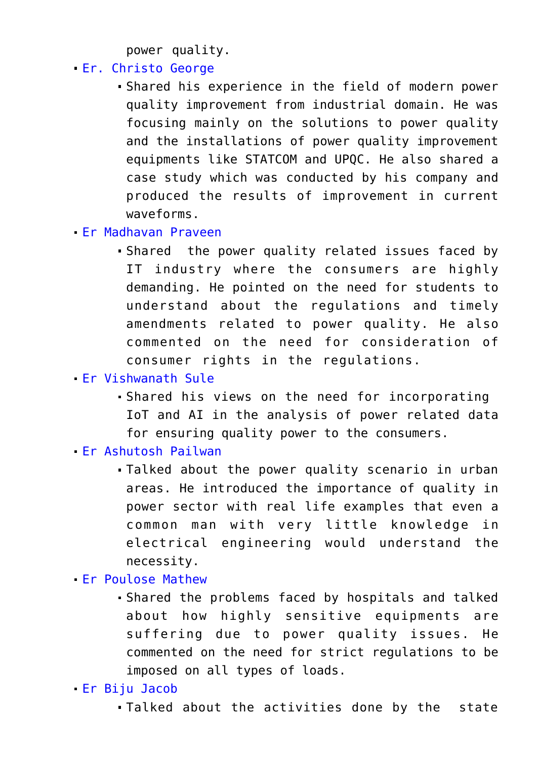power quality.

- Er. Christo George
  - Shared his experience in the field of modern power quality improvement from industrial domain. He was focusing mainly on the solutions to power quality and the installations of power quality improvement equipments like STATCOM and UPQC. He also shared a case study which was conducted by his company and produced the results of improvement in current waveforms.
- Er Madhavan Praveen
  - Shared the power quality related issues faced by IT industry where the consumers are highly demanding. He pointed on the need for students to understand about the regulations and timely amendments related to power quality. He also commented on the need for consideration of consumer rights in the regulations.
- Er Vishwanath Sule
  - Shared his views on the need for incorporating IoT and AI in the analysis of power related data for ensuring quality power to the consumers.
- Er Ashutosh Pailwan
  - Talked about the power quality scenario in urban areas. He introduced the importance of quality in power sector with real life examples that even a common man with very little knowledge in electrical engineering would understand the necessity.
- Er Poulose Mathew
  - Shared the problems faced by hospitals and talked about how highly sensitive equipments are suffering due to power quality issues. He commented on the need for strict regulations to be imposed on all types of loads.
- Er Biju Jacob
  - Talked about the activities done by the state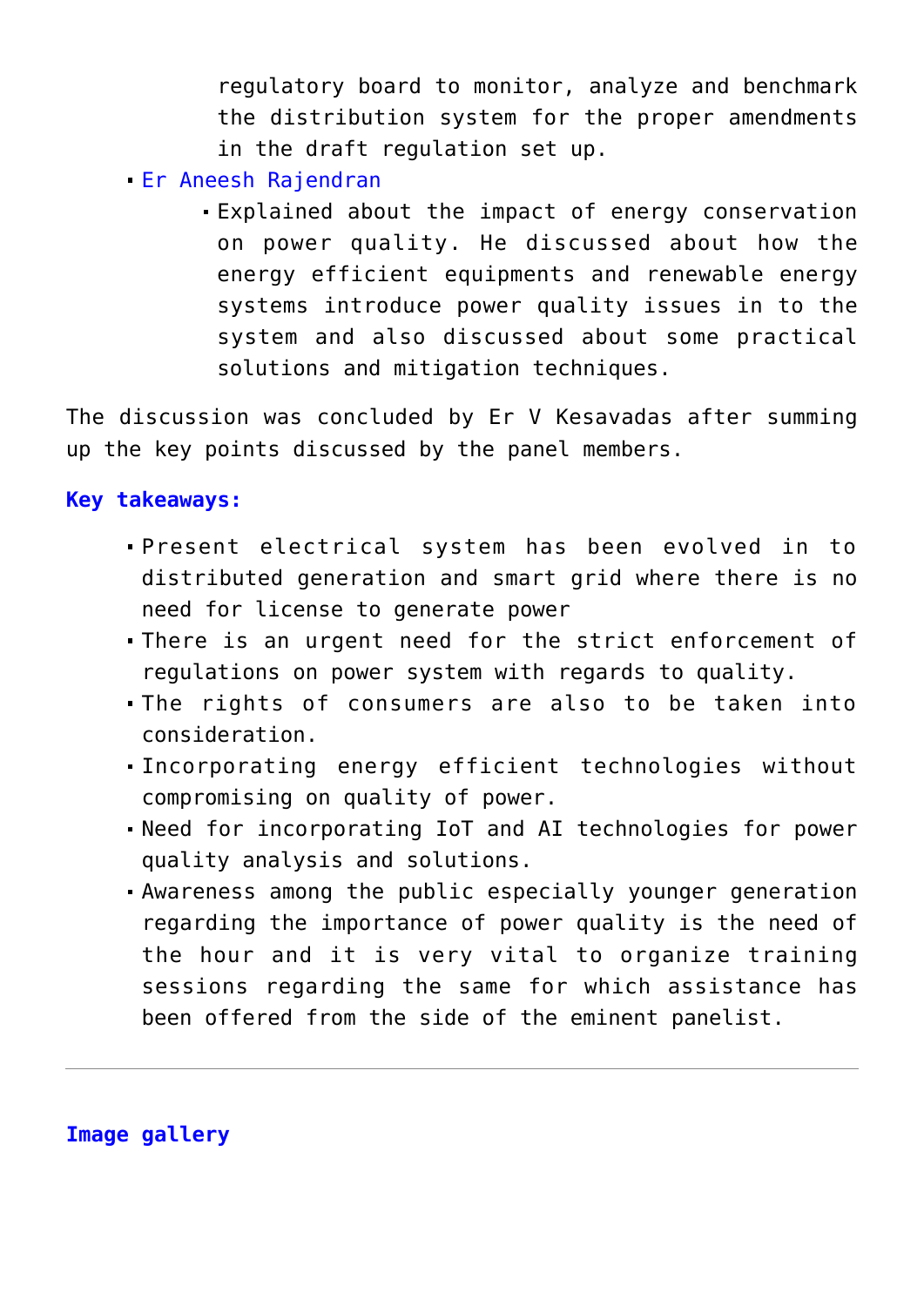regulatory board to monitor, analyze and benchmark the distribution system for the proper amendments in the draft regulation set up.

- Er Aneesh Rajendran
    - Explained about the impact of energy conservation on power quality. He discussed about how the energy efficient equipments and renewable energy systems introduce power quality issues in to the system and also discussed about some practical solutions and mitigation techniques.

The discussion was concluded by Er V Kesavadas after summing up the key points discussed by the panel members.

**Key takeaways:**

- Present electrical system has been evolved in to distributed generation and smart grid where there is no need for license to generate power
- There is an urgent need for the strict enforcement of regulations on power system with regards to quality.
- The rights of consumers are also to be taken into consideration.
- Incorporating energy efficient technologies without compromising on quality of power.
- Need for incorporating IoT and AI technologies for power quality analysis and solutions.
- Awareness among the public especially younger generation regarding the importance of power quality is the need of the hour and it is very vital to organize training sessions regarding the same for which assistance has been offered from the side of the eminent panelist.

---

**Image gallery**